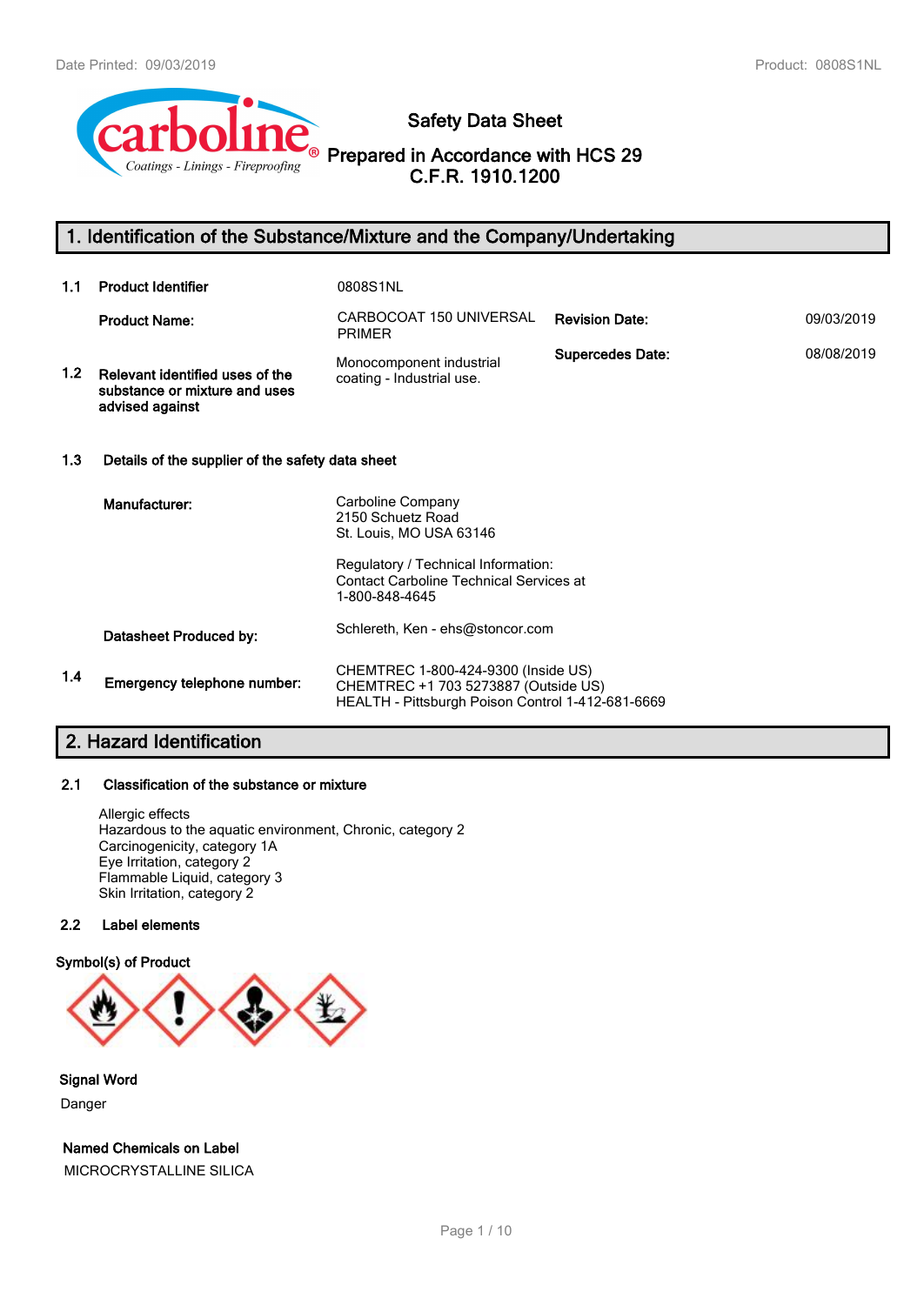# Safety Data Sheet

**Prepared in Accordance with HCS 29 C.F.R. 1910.1200**

## 1. Identification of the Substance/Mixture and the Company/Undertaking

**1.1 Product Identifier**: 0808S1NL

**Product Name:** CARBOCOAT 150 UNIVERSAL PRIMER

**Revision Date:** 09/03/2019

**Supercedes Date:** 08/08/2019

**1.2 Relevant identified uses of the substance or mixture and uses advised against**: Monocomponent industrial coating - Industrial use.

### 1.3 Details of the supplier of the safety data sheet

**Manufacturer:**

Carboline Company
2150 Schuetz Road
St. Louis, MO USA 63146

Regulatory / Technical Information:
Contact Carboline Technical Services at
1-800-848-4645

**Datasheet Produced by:** Schlereth, Ken - ehs@stoncor.com

**1.4 Emergency telephone number:**

CHEMTREC 1-800-424-9300 (Inside US)
CHEMTREC +1 703 5273887 (Outside US)
HEALTH - Pittsburgh Poison Control 1-412-681-6669

## 2. Hazard Identification

### 2.1 Classification of the substance or mixture

Allergic effects
Hazardous to the aquatic environment, Chronic, category 2
Carcinogenicity, category 1A
Eye Irritation, category 2
Flammable Liquid, category 3
Skin Irritation, category 2

### 2.2 Label elements

**Symbol(s) of Product**

**Signal Word**

Danger

**Named Chemicals on Label**

MICROCRYSTALLINE SILICA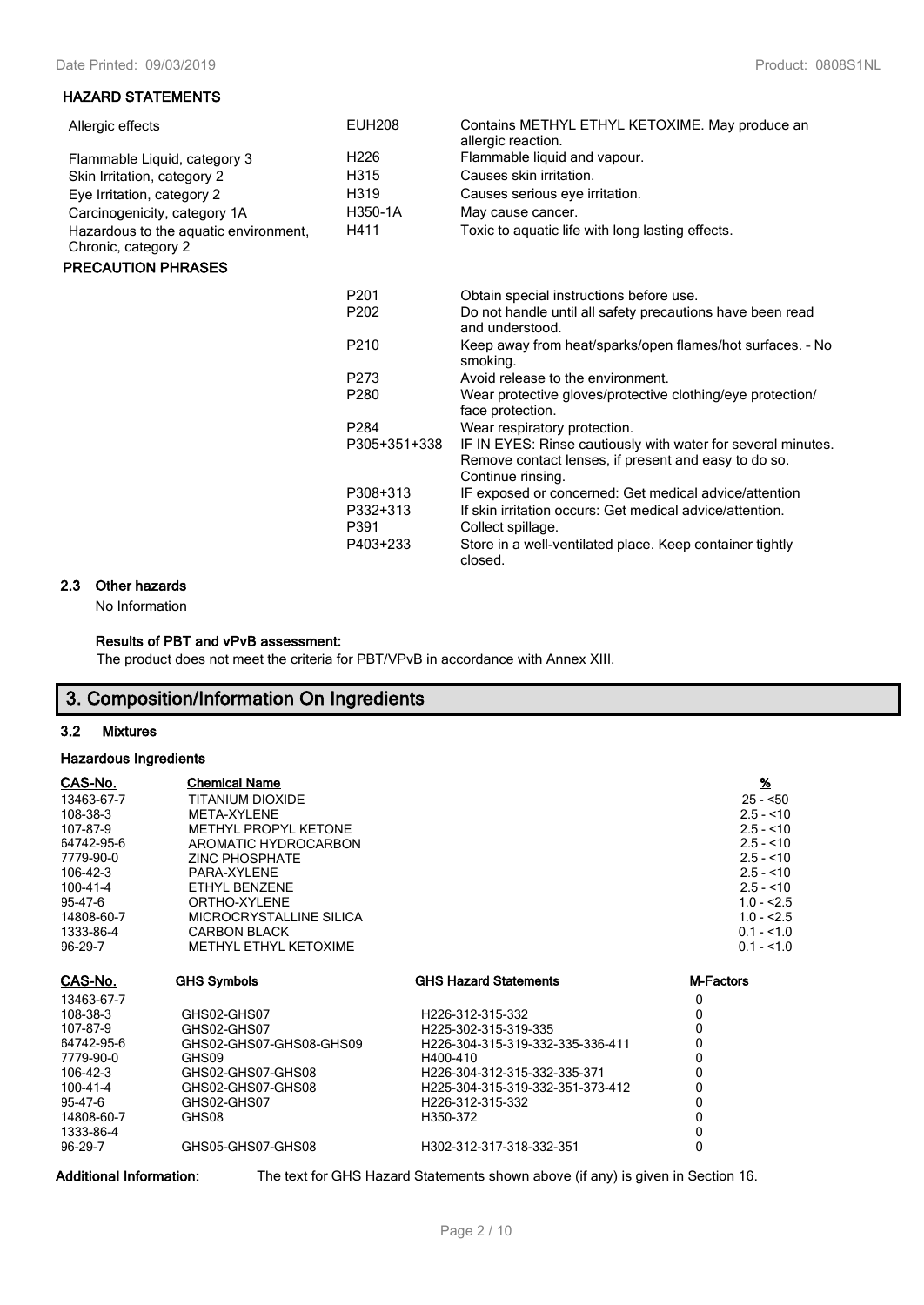### HAZARD STATEMENTS

| | | |
|---|---|---|
| Allergic effects | EUH208 | Contains METHYL ETHYL KETOXIME. May produce an allergic reaction. |
| Flammable Liquid, category 3 | H226 | Flammable liquid and vapour. |
| Skin Irritation, category 2 | H315 | Causes skin irritation. |
| Eye Irritation, category 2 | H319 | Causes serious eye irritation. |
| Carcinogenicity, category 1A | H350-1A | May cause cancer. |
| Hazardous to the aquatic environment, Chronic, category 2 | H411 | Toxic to aquatic life with long lasting effects. |

### PRECAUTION PHRASES

| | |
|---|---|
| P201 | Obtain special instructions before use. |
| P202 | Do not handle until all safety precautions have been read and understood. |
| P210 | Keep away from heat/sparks/open flames/hot surfaces. - No smoking. |
| P273 | Avoid release to the environment. |
| P280 | Wear protective gloves/protective clothing/eye protection/ face protection. |
| P284 | Wear respiratory protection. |
| P305+351+338 | IF IN EYES: Rinse cautiously with water for several minutes. Remove contact lenses, if present and easy to do so. Continue rinsing. |
| P308+313 | IF exposed or concerned: Get medical advice/attention |
| P332+313 | If skin irritation occurs: Get medical advice/attention. |
| P391 | Collect spillage. |
| P403+233 | Store in a well-ventilated place. Keep container tightly closed. |

### 2.3 Other hazards

No Information

**Results of PBT and vPvB assessment:**

The product does not meet the criteria for PBT/VPvB in accordance with Annex XIII.

## 3. Composition/Information On Ingredients

### 3.2 Mixtures

**Hazardous Ingredients**

| CAS-No. | Chemical Name | % |
|---|---|---|
| 13463-67-7 | TITANIUM DIOXIDE | 25 - <50 |
| 108-38-3 | META-XYLENE | 2.5 - <10 |
| 107-87-9 | METHYL PROPYL KETONE | 2.5 - <10 |
| 64742-95-6 | AROMATIC HYDROCARBON | 2.5 - <10 |
| 7779-90-0 | ZINC PHOSPHATE | 2.5 - <10 |
| 106-42-3 | PARA-XYLENE | 2.5 - <10 |
| 100-41-4 | ETHYL BENZENE | 2.5 - <10 |
| 95-47-6 | ORTHO-XYLENE | 1.0 - <2.5 |
| 14808-60-7 | MICROCRYSTALLINE SILICA | 1.0 - <2.5 |
| 1333-86-4 | CARBON BLACK | 0.1 - <1.0 |
| 96-29-7 | METHYL ETHYL KETOXIME | 0.1 - <1.0 |

| CAS-No. | GHS Symbols | GHS Hazard Statements | M-Factors |
|---|---|---|---|
| 13463-67-7 | | | 0 |
| 108-38-3 | GHS02-GHS07 | H226-312-315-332 | 0 |
| 107-87-9 | GHS02-GHS07 | H225-302-315-319-335 | 0 |
| 64742-95-6 | GHS02-GHS07-GHS08-GHS09 | H226-304-315-319-332-335-336-411 | 0 |
| 7779-90-0 | GHS09 | H400-410 | 0 |
| 106-42-3 | GHS02-GHS07-GHS08 | H226-304-312-315-332-335-371 | 0 |
| 100-41-4 | GHS02-GHS07-GHS08 | H225-304-315-319-332-351-373-412 | 0 |
| 95-47-6 | GHS02-GHS07 | H226-312-315-332 | 0 |
| 14808-60-7 | GHS08 | H350-372 | 0 |
| 1333-86-4 | | | 0 |
| 96-29-7 | GHS05-GHS07-GHS08 | H302-312-317-318-332-351 | 0 |

**Additional Information:** The text for GHS Hazard Statements shown above (if any) is given in Section 16.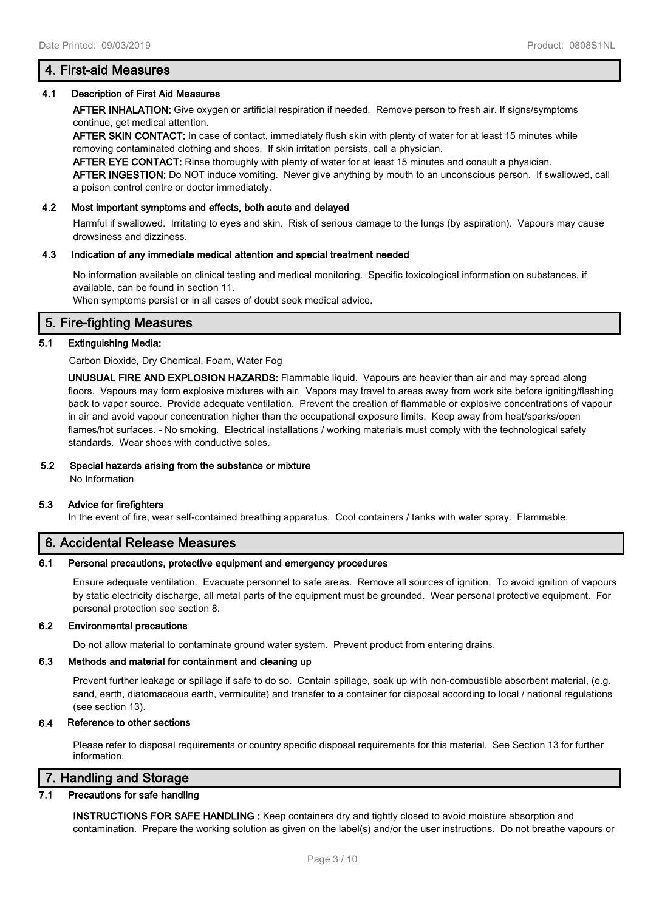## 4. First-aid Measures

### 4.1 Description of First Aid Measures

**AFTER INHALATION:** Give oxygen or artificial respiration if needed. Remove person to fresh air. If signs/symptoms continue, get medical attention.

**AFTER SKIN CONTACT:** In case of contact, immediately flush skin with plenty of water for at least 15 minutes while removing contaminated clothing and shoes. If skin irritation persists, call a physician.

**AFTER EYE CONTACT:** Rinse thoroughly with plenty of water for at least 15 minutes and consult a physician.

**AFTER INGESTION:** Do NOT induce vomiting. Never give anything by mouth to an unconscious person. If swallowed, call a poison control centre or doctor immediately.

### 4.2 Most important symptoms and effects, both acute and delayed

Harmful if swallowed. Irritating to eyes and skin. Risk of serious damage to the lungs (by aspiration). Vapours may cause drowsiness and dizziness.

### 4.3 Indication of any immediate medical attention and special treatment needed

No information available on clinical testing and medical monitoring. Specific toxicological information on substances, if available, can be found in section 11.

When symptoms persist or in all cases of doubt seek medical advice.

## 5. Fire-fighting Measures

### 5.1 Extinguishing Media:

Carbon Dioxide, Dry Chemical, Foam, Water Fog

**UNUSUAL FIRE AND EXPLOSION HAZARDS:** Flammable liquid. Vapours are heavier than air and may spread along floors. Vapours may form explosive mixtures with air. Vapors may travel to areas away from work site before igniting/flashing back to vapor source. Provide adequate ventilation. Prevent the creation of flammable or explosive concentrations of vapour in air and avoid vapour concentration higher than the occupational exposure limits. Keep away from heat/sparks/open flames/hot surfaces. - No smoking. Electrical installations / working materials must comply with the technological safety standards. Wear shoes with conductive soles.

### 5.2 Special hazards arising from the substance or mixture

No Information

### 5.3 Advice for firefighters

In the event of fire, wear self-contained breathing apparatus. Cool containers / tanks with water spray. Flammable.

## 6. Accidental Release Measures

### 6.1 Personal precautions, protective equipment and emergency procedures

Ensure adequate ventilation. Evacuate personnel to safe areas. Remove all sources of ignition. To avoid ignition of vapours by static electricity discharge, all metal parts of the equipment must be grounded. Wear personal protective equipment. For personal protection see section 8.

### 6.2 Environmental precautions

Do not allow material to contaminate ground water system. Prevent product from entering drains.

### 6.3 Methods and material for containment and cleaning up

Prevent further leakage or spillage if safe to do so. Contain spillage, soak up with non-combustible absorbent material, (e.g. sand, earth, diatomaceous earth, vermiculite) and transfer to a container for disposal according to local / national regulations (see section 13).

### 6.4 Reference to other sections

Please refer to disposal requirements or country specific disposal requirements for this material. See Section 13 for further information.

## 7. Handling and Storage

### 7.1 Precautions for safe handling

**INSTRUCTIONS FOR SAFE HANDLING :** Keep containers dry and tightly closed to avoid moisture absorption and contamination. Prepare the working solution as given on the label(s) and/or the user instructions. Do not breathe vapours or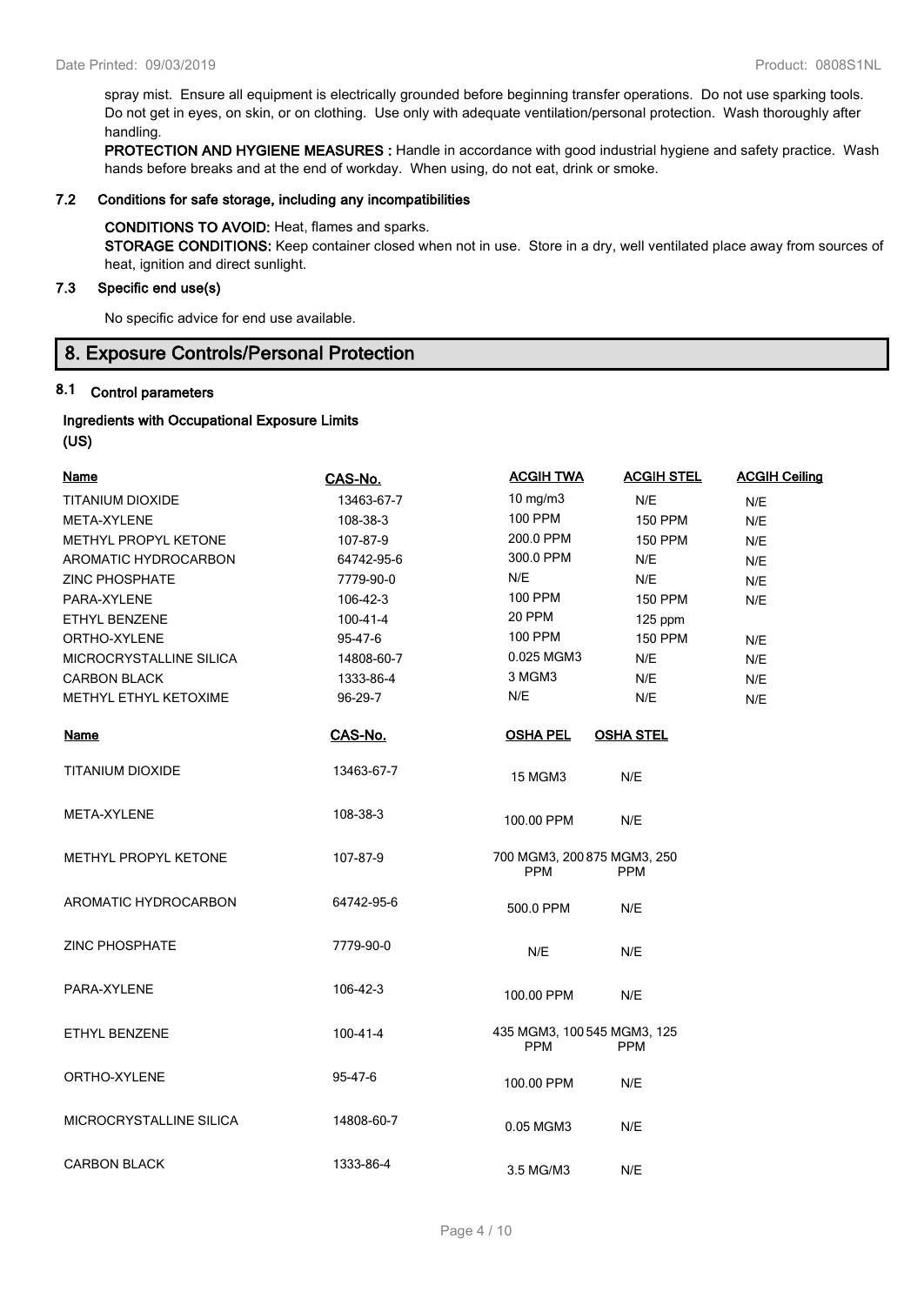spray mist. Ensure all equipment is electrically grounded before beginning transfer operations. Do not use sparking tools. Do not get in eyes, on skin, or on clothing. Use only with adequate ventilation/personal protection. Wash thoroughly after handling.

**PROTECTION AND HYGIENE MEASURES :** Handle in accordance with good industrial hygiene and safety practice. Wash hands before breaks and at the end of workday. When using, do not eat, drink or smoke.

### 7.2 Conditions for safe storage, including any incompatibilities

**CONDITIONS TO AVOID:** Heat, flames and sparks.

**STORAGE CONDITIONS:** Keep container closed when not in use. Store in a dry, well ventilated place away from sources of heat, ignition and direct sunlight.

### 7.3 Specific end use(s)

No specific advice for end use available.

## 8. Exposure Controls/Personal Protection

### 8.1 Control parameters

**Ingredients with Occupational Exposure Limits (US)**

| Name | CAS-No. | ACGIH TWA | ACGIH STEL | ACGIH Ceiling |
|---|---|---|---|---|
| TITANIUM DIOXIDE | 13463-67-7 | 10 mg/m3 | N/E | N/E |
| META-XYLENE | 108-38-3 | 100 PPM | 150 PPM | N/E |
| METHYL PROPYL KETONE | 107-87-9 | 200.0 PPM | 150 PPM | N/E |
| AROMATIC HYDROCARBON | 64742-95-6 | 300.0 PPM | N/E | N/E |
| ZINC PHOSPHATE | 7779-90-0 | N/E | N/E | N/E |
| PARA-XYLENE | 106-42-3 | 100 PPM | 150 PPM | N/E |
| ETHYL BENZENE | 100-41-4 | 20 PPM | 125 ppm | |
| ORTHO-XYLENE | 95-47-6 | 100 PPM | 150 PPM | N/E |
| MICROCRYSTALLINE SILICA | 14808-60-7 | 0.025 MGM3 | N/E | N/E |
| CARBON BLACK | 1333-86-4 | 3 MGM3 | N/E | N/E |
| METHYL ETHYL KETOXIME | 96-29-7 | N/E | N/E | N/E |

| Name | CAS-No. | OSHA PEL | OSHA STEL |
|---|---|---|---|
| TITANIUM DIOXIDE | 13463-67-7 | 15 MGM3 | N/E |
| META-XYLENE | 108-38-3 | 100.00 PPM | N/E |
| METHYL PROPYL KETONE | 107-87-9 | 700 MGM3, 200 PPM | 875 MGM3, 250 PPM |
| AROMATIC HYDROCARBON | 64742-95-6 | 500.0 PPM | N/E |
| ZINC PHOSPHATE | 7779-90-0 | N/E | N/E |
| PARA-XYLENE | 106-42-3 | 100.00 PPM | N/E |
| ETHYL BENZENE | 100-41-4 | 435 MGM3, 100 PPM | 545 MGM3, 125 PPM |
| ORTHO-XYLENE | 95-47-6 | 100.00 PPM | N/E |
| MICROCRYSTALLINE SILICA | 14808-60-7 | 0.05 MGM3 | N/E |
| CARBON BLACK | 1333-86-4 | 3.5 MG/M3 | N/E |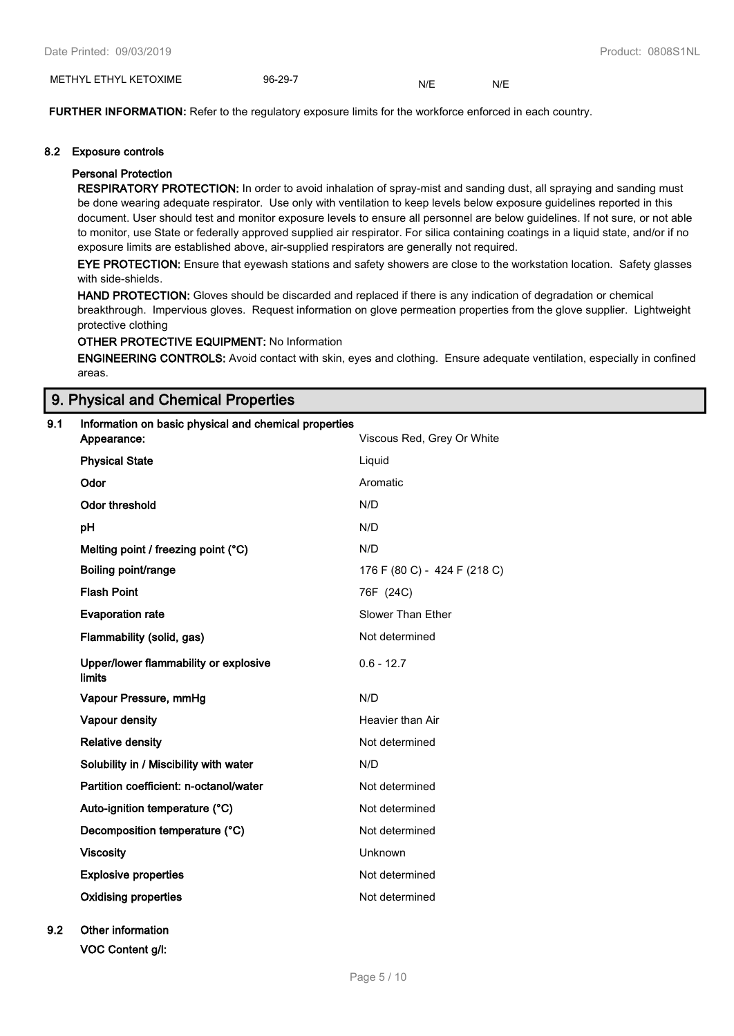| METHYL ETHYL KETOXIME | 96-29-7 | N/E | N/E |
|---|---|---|---|

**FURTHER INFORMATION:** Refer to the regulatory exposure limits for the workforce enforced in each country.

### 8.2 Exposure controls

**Personal Protection**

**RESPIRATORY PROTECTION:** In order to avoid inhalation of spray-mist and sanding dust, all spraying and sanding must be done wearing adequate respirator. Use only with ventilation to keep levels below exposure guidelines reported in this document. User should test and monitor exposure levels to ensure all personnel are below guidelines. If not sure, or not able to monitor, use State or federally approved supplied air respirator. For silica containing coatings in a liquid state, and/or if no exposure limits are established above, air-supplied respirators are generally not required.

**EYE PROTECTION:** Ensure that eyewash stations and safety showers are close to the workstation location. Safety glasses with side-shields.

**HAND PROTECTION:** Gloves should be discarded and replaced if there is any indication of degradation or chemical breakthrough. Impervious gloves. Request information on glove permeation properties from the glove supplier. Lightweight protective clothing

**OTHER PROTECTIVE EQUIPMENT:** No Information

**ENGINEERING CONTROLS:** Avoid contact with skin, eyes and clothing. Ensure adequate ventilation, especially in confined areas.

## 9. Physical and Chemical Properties

### 9.1 Information on basic physical and chemical properties

| Property | Value |
|---|---|
| **Appearance:** | Viscous Red, Grey Or White |
| **Physical State** | Liquid |
| **Odor** | Aromatic |
| **Odor threshold** | N/D |
| **pH** | N/D |
| **Melting point / freezing point (°C)** | N/D |
| **Boiling point/range** | 176 F (80 C) - 424 F (218 C) |
| **Flash Point** | 76F (24C) |
| **Evaporation rate** | Slower Than Ether |
| **Flammability (solid, gas)** | Not determined |
| **Upper/lower flammability or explosive limits** | 0.6 - 12.7 |
| **Vapour Pressure, mmHg** | N/D |
| **Vapour density** | Heavier than Air |
| **Relative density** | Not determined |
| **Solubility in / Miscibility with water** | N/D |
| **Partition coefficient: n-octanol/water** | Not determined |
| **Auto-ignition temperature (°C)** | Not determined |
| **Decomposition temperature (°C)** | Not determined |
| **Viscosity** | Unknown |
| **Explosive properties** | Not determined |
| **Oxidising properties** | Not determined |

### 9.2 Other information

**VOC Content g/l:**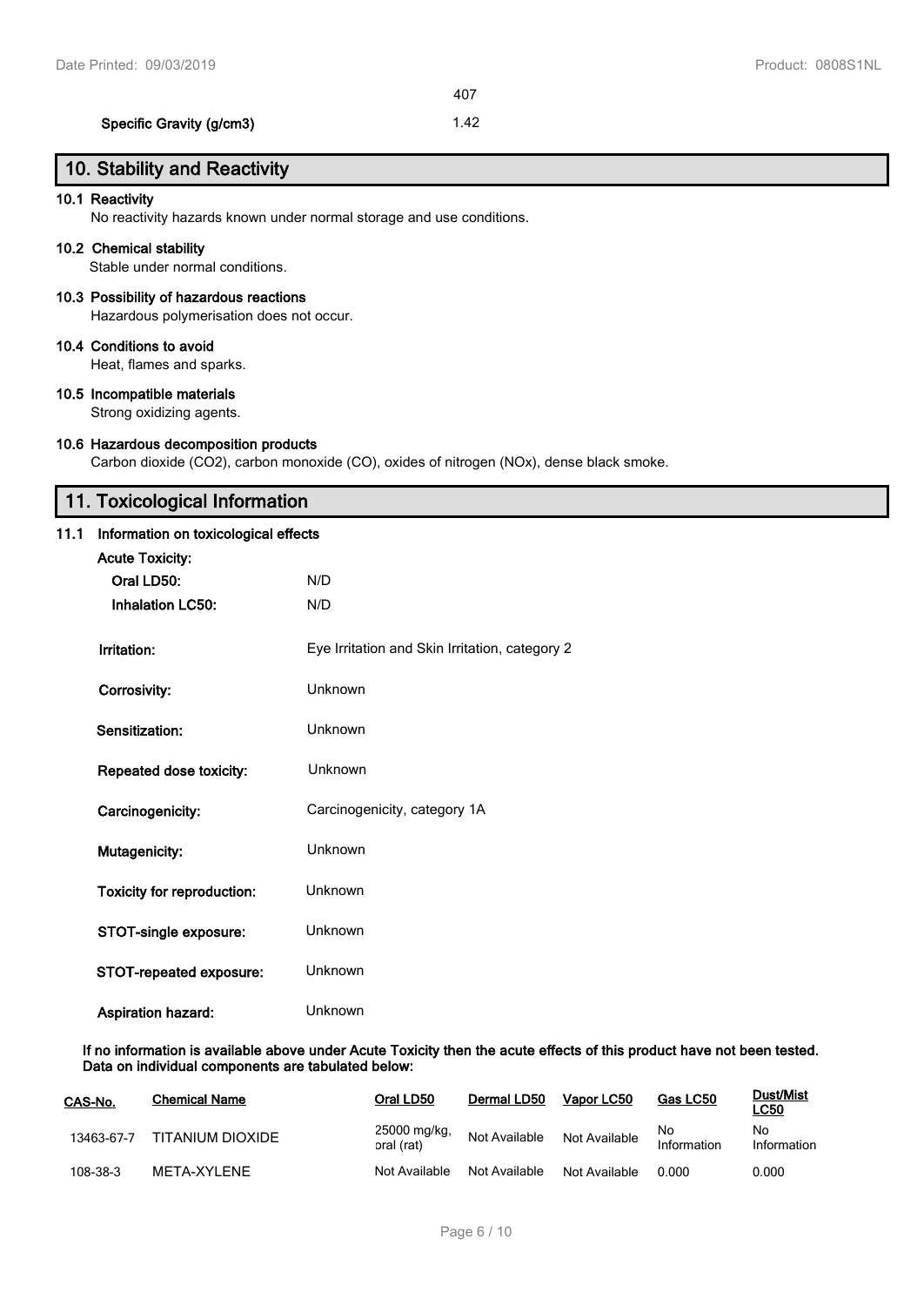| | 407 |
|---|---|
| **Specific Gravity (g/cm3)** | 1.42 |

## 10. Stability and Reactivity

**10.1 Reactivity**
No reactivity hazards known under normal storage and use conditions.

**10.2 Chemical stability**
Stable under normal conditions.

**10.3 Possibility of hazardous reactions**
Hazardous polymerisation does not occur.

**10.4 Conditions to avoid**
Heat, flames and sparks.

**10.5 Incompatible materials**
Strong oxidizing agents.

**10.6 Hazardous decomposition products**
Carbon dioxide ($CO_2$), carbon monoxide (CO), oxides of nitrogen (NOx), dense black smoke.

## 11. Toxicological Information

**11.1 Information on toxicological effects**

**Acute Toxicity:**

| | |
|---|---|
| **Oral LD50:** | N/D |
| **Inhalation LC50:** | N/D |
| **Irritation:** | Eye Irritation and Skin Irritation, category 2 |
| **Corrosivity:** | Unknown |
| **Sensitization:** | Unknown |
| **Repeated dose toxicity:** | Unknown |
| **Carcinogenicity:** | Carcinogenicity, category 1A |
| **Mutagenicity:** | Unknown |
| **Toxicity for reproduction:** | Unknown |
| **STOT-single exposure:** | Unknown |
| **STOT-repeated exposure:** | Unknown |
| **Aspiration hazard:** | Unknown |

**If no information is available above under Acute Toxicity then the acute effects of this product have not been tested. Data on individual components are tabulated below:**

| CAS-No. | Chemical Name | Oral LD50 | Dermal LD50 | Vapor LC50 | Gas LC50 | Dust/Mist LC50 |
|---|---|---|---|---|---|---|
| 13463-67-7 | TITANIUM DIOXIDE | 25000 mg/kg, oral (rat) | Not Available | Not Available | No Information | No Information |
| 108-38-3 | META-XYLENE | Not Available | Not Available | Not Available | 0.000 | 0.000 |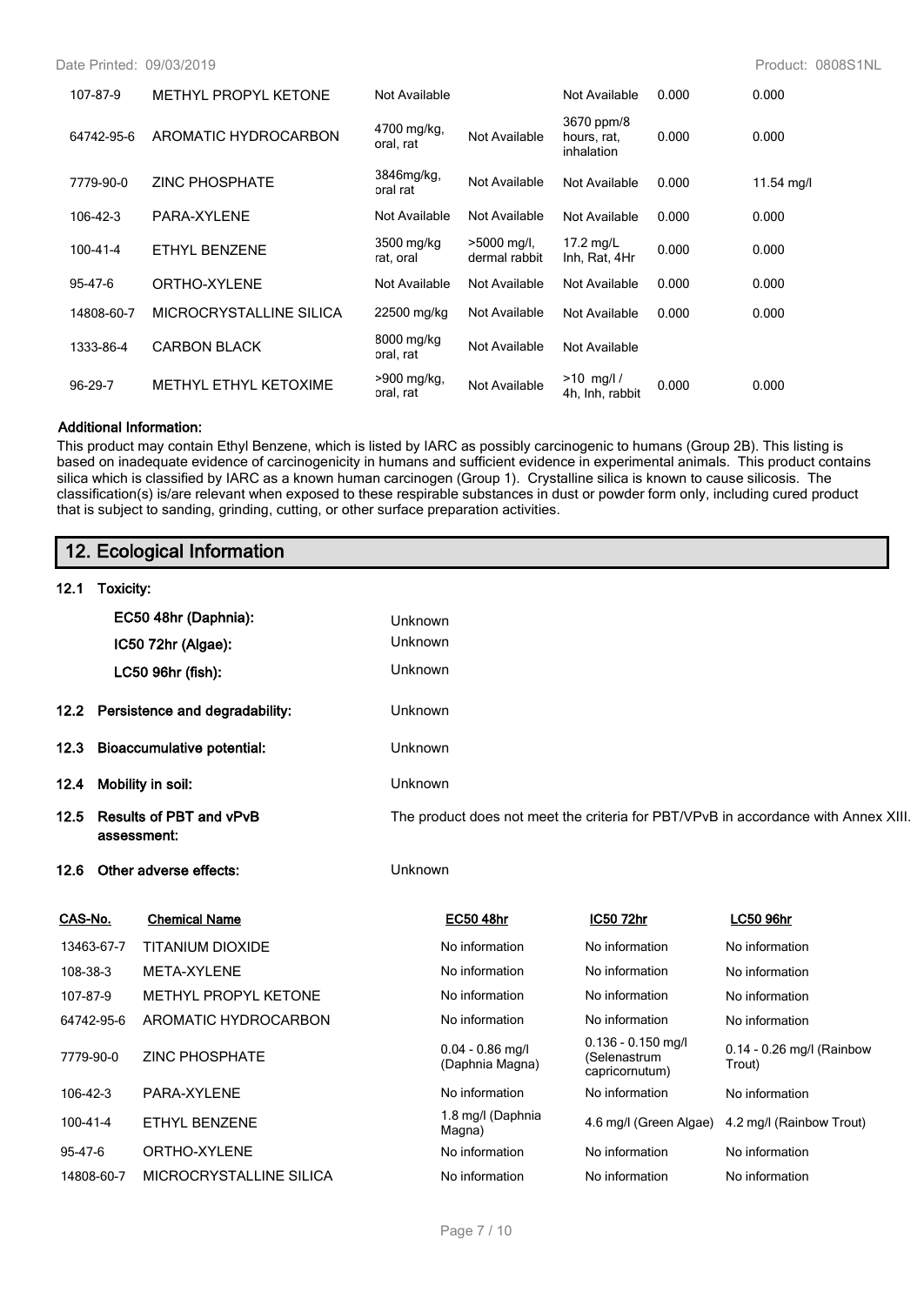| | | | | | | |
|---|---|---|---|---|---|---|
| 107-87-9 | METHYL PROPYL KETONE | Not Available | | Not Available | 0.000 | 0.000 |
| 64742-95-6 | AROMATIC HYDROCARBON | 4700 mg/kg, oral, rat | Not Available | 3670 ppm/8 hours, rat, inhalation | 0.000 | 0.000 |
| 7779-90-0 | ZINC PHOSPHATE | 3846mg/kg, oral rat | Not Available | Not Available | 0.000 | 11.54 mg/l |
| 106-42-3 | PARA-XYLENE | Not Available | Not Available | Not Available | 0.000 | 0.000 |
| 100-41-4 | ETHYL BENZENE | 3500 mg/kg rat, oral | >5000 mg/l, dermal rabbit | 17.2 mg/L Inh, Rat, 4Hr | 0.000 | 0.000 |
| 95-47-6 | ORTHO-XYLENE | Not Available | Not Available | Not Available | 0.000 | 0.000 |
| 14808-60-7 | MICROCRYSTALLINE SILICA | 22500 mg/kg | Not Available | Not Available | 0.000 | 0.000 |
| 1333-86-4 | CARBON BLACK | 8000 mg/kg oral, rat | Not Available | Not Available | | |
| 96-29-7 | METHYL ETHYL KETOXIME | >900 mg/kg, oral, rat | Not Available | >10 mg/l / 4h, Inh, rabbit | 0.000 | 0.000 |

**Additional Information:**

This product may contain Ethyl Benzene, which is listed by IARC as possibly carcinogenic to humans (Group 2B). This listing is based on inadequate evidence of carcinogenicity in humans and sufficient evidence in experimental animals. This product contains silica which is classified by IARC as a known human carcinogen (Group 1). Crystalline silica is known to cause silicosis. The classification(s) is/are relevant when exposed to these respirable substances in dust or powder form only, including cured product that is subject to sanding, grinding, cutting, or other surface preparation activities.

## 12. Ecological Information

**12.1 Toxicity:**

**EC50 48hr (Daphnia):** Unknown

**IC50 72hr (Algae):** Unknown

**LC50 96hr (fish):** Unknown

**12.2 Persistence and degradability:** Unknown

**12.3 Bioaccumulative potential:** Unknown

**12.4 Mobility in soil:** Unknown

**12.5 Results of PBT and vPvB assessment:** The product does not meet the criteria for PBT/VPvB in accordance with Annex XIII.

**12.6 Other adverse effects:** Unknown

| CAS-No. | Chemical Name | EC50 48hr | IC50 72hr | LC50 96hr |
|---|---|---|---|---|
| 13463-67-7 | TITANIUM DIOXIDE | No information | No information | No information |
| 108-38-3 | META-XYLENE | No information | No information | No information |
| 107-87-9 | METHYL PROPYL KETONE | No information | No information | No information |
| 64742-95-6 | AROMATIC HYDROCARBON | No information | No information | No information |
| 7779-90-0 | ZINC PHOSPHATE | 0.04 - 0.86 mg/l (Daphnia Magna) | 0.136 - 0.150 mg/l (Selenastrum capricornutum) | 0.14 - 0.26 mg/l (Rainbow Trout) |
| 106-42-3 | PARA-XYLENE | No information | No information | No information |
| 100-41-4 | ETHYL BENZENE | 1.8 mg/l (Daphnia Magna) | 4.6 mg/l (Green Algae) | 4.2 mg/l (Rainbow Trout) |
| 95-47-6 | ORTHO-XYLENE | No information | No information | No information |
| 14808-60-7 | MICROCRYSTALLINE SILICA | No information | No information | No information |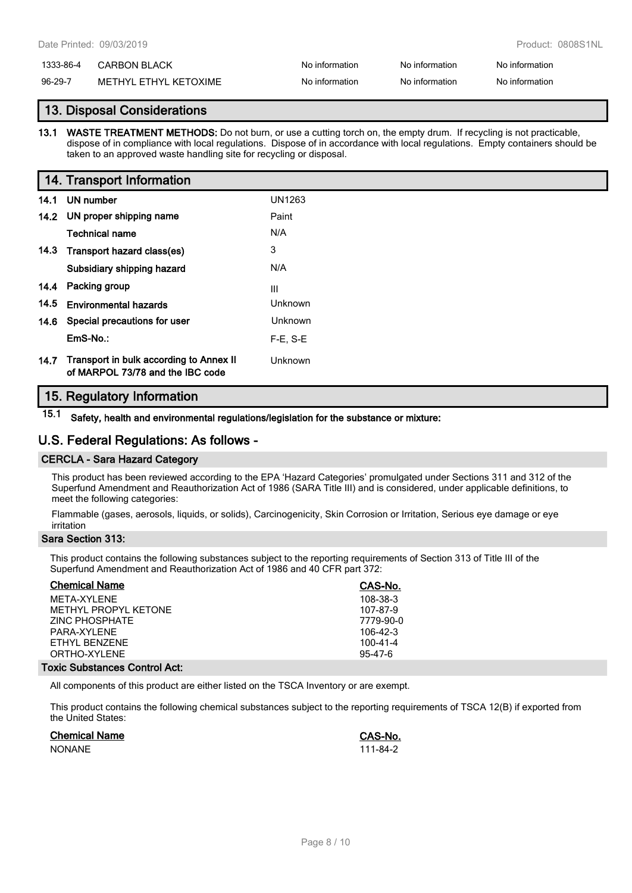| | | | | |
|---|---|---|---|---|
| 1333-86-4 | CARBON BLACK | No information | No information | No information |
| 96-29-7 | METHYL ETHYL KETOXIME | No information | No information | No information |

## 13. Disposal Considerations

**13.1 WASTE TREATMENT METHODS:** Do not burn, or use a cutting torch on, the empty drum. If recycling is not practicable, dispose of in compliance with local regulations. Dispose of in accordance with local regulations. Empty containers should be taken to an approved waste handling site for recycling or disposal.

## 14. Transport Information

| | | |
|---|---|---|
| **14.1** | **UN number** | UN1263 |
| **14.2** | **UN proper shipping name** | Paint |
| | **Technical name** | N/A |
| **14.3** | **Transport hazard class(es)** | 3 |
| | **Subsidiary shipping hazard** | N/A |
| **14.4** | **Packing group** | III |
| **14.5** | **Environmental hazards** | Unknown |
| **14.6** | **Special precautions for user** | Unknown |
| | **EmS-No.:** | F-E, S-E |
| **14.7** | **Transport in bulk according to Annex II of MARPOL 73/78 and the IBC code** | Unknown |

## 15. Regulatory Information

**15.1 Safety, health and environmental regulations/legislation for the substance or mixture:**

## U.S. Federal Regulations: As follows -

### CERCLA - Sara Hazard Category

This product has been reviewed according to the EPA 'Hazard Categories' promulgated under Sections 311 and 312 of the Superfund Amendment and Reauthorization Act of 1986 (SARA Title III) and is considered, under applicable definitions, to meet the following categories:

Flammable (gases, aerosols, liquids, or solids), Carcinogenicity, Skin Corrosion or Irritation, Serious eye damage or eye irritation

### Sara Section 313:

This product contains the following substances subject to the reporting requirements of Section 313 of Title III of the Superfund Amendment and Reauthorization Act of 1986 and 40 CFR part 372:

| Chemical Name | CAS-No. |
|---|---|
| META-XYLENE | 108-38-3 |
| METHYL PROPYL KETONE | 107-87-9 |
| ZINC PHOSPHATE | 7779-90-0 |
| PARA-XYLENE | 106-42-3 |
| ETHYL BENZENE | 100-41-4 |
| ORTHO-XYLENE | 95-47-6 |

### Toxic Substances Control Act:

All components of this product are either listed on the TSCA Inventory or are exempt.

This product contains the following chemical substances subject to the reporting requirements of TSCA 12(B) if exported from the United States:

| Chemical Name | CAS-No. |
|---|---|
| NONANE | 111-84-2 |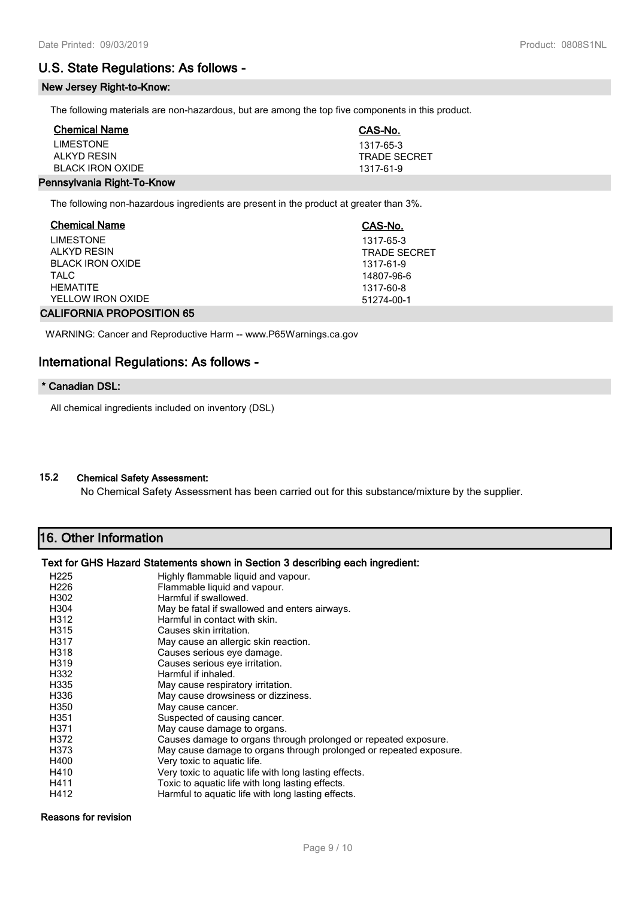## U.S. State Regulations: As follows -

### New Jersey Right-to-Know:

The following materials are non-hazardous, but are among the top five components in this product.

| Chemical Name | CAS-No. |
|---|---|
| LIMESTONE | 1317-65-3 |
| ALKYD RESIN | TRADE SECRET |
| BLACK IRON OXIDE | 1317-61-9 |

### Pennsylvania Right-To-Know

The following non-hazardous ingredients are present in the product at greater than 3%.

| Chemical Name | CAS-No. |
|---|---|
| LIMESTONE | 1317-65-3 |
| ALKYD RESIN | TRADE SECRET |
| BLACK IRON OXIDE | 1317-61-9 |
| TALC | 14807-96-6 |
| HEMATITE | 1317-60-8 |
| YELLOW IRON OXIDE | 51274-00-1 |

### CALIFORNIA PROPOSITION 65

WARNING: Cancer and Reproductive Harm -- www.P65Warnings.ca.gov

## International Regulations: As follows -

### * Canadian DSL:

All chemical ingredients included on inventory (DSL)

### 15.2 Chemical Safety Assessment:

No Chemical Safety Assessment has been carried out for this substance/mixture by the supplier.

## 16. Other Information

### Text for GHS Hazard Statements shown in Section 3 describing each ingredient:

| | |
|---|---|
| H225 | Highly flammable liquid and vapour. |
| H226 | Flammable liquid and vapour. |
| H302 | Harmful if swallowed. |
| H304 | May be fatal if swallowed and enters airways. |
| H312 | Harmful in contact with skin. |
| H315 | Causes skin irritation. |
| H317 | May cause an allergic skin reaction. |
| H318 | Causes serious eye damage. |
| H319 | Causes serious eye irritation. |
| H332 | Harmful if inhaled. |
| H335 | May cause respiratory irritation. |
| H336 | May cause drowsiness or dizziness. |
| H350 | May cause cancer. |
| H351 | Suspected of causing cancer. |
| H371 | May cause damage to organs. |
| H372 | Causes damage to organs through prolonged or repeated exposure. |
| H373 | May cause damage to organs through prolonged or repeated exposure. |
| H400 | Very toxic to aquatic life. |
| H410 | Very toxic to aquatic life with long lasting effects. |
| H411 | Toxic to aquatic life with long lasting effects. |
| H412 | Harmful to aquatic life with long lasting effects. |

**Reasons for revision**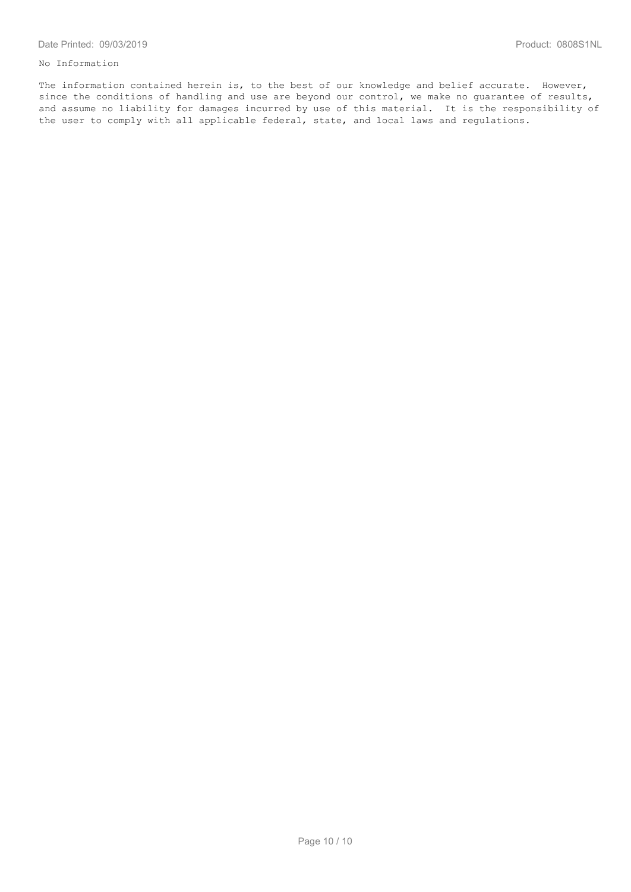No Information

The information contained herein is, to the best of our knowledge and belief accurate. However, since the conditions of handling and use are beyond our control, we make no guarantee of results, and assume no liability for damages incurred by use of this material. It is the responsibility of the user to comply with all applicable federal, state, and local laws and regulations.